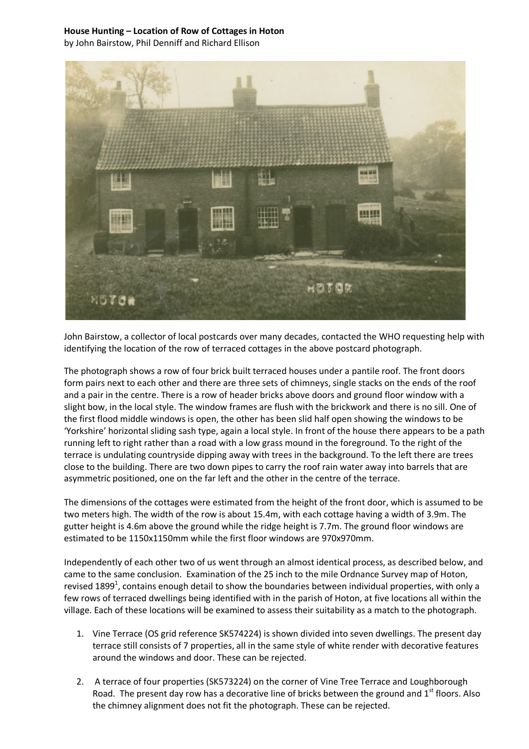**House Hunting – Location of Row of Cottages in Hoton**

by John Bairstow, Phil Denniff and Richard Ellison

John Bairstow, a collector of local postcards over many decades, contacted the WHO requesting help with identifying the location of the row of terraced cottages in the above postcard photograph.

The photograph shows a row of four brick built terraced houses under a pantile roof. The front doors form pairs next to each other and there are three sets of chimneys, single stacks on the ends of the roof and a pair in the centre. There is a row of header bricks above doors and ground floor window with a slight bow, in the local style. The window frames are flush with the brickwork and there is no sill. One of the first flood middle windows is open, the other has been slid half open showing the windows to be 'Yorkshire' horizontal sliding sash type, again a local style. In front of the house there appears to be a path running left to right rather than a road with a low grass mound in the foreground. To the right of the terrace is undulating countryside dipping away with trees in the background. To the left there are trees close to the building. There are two down pipes to carry the roof rain water away into barrels that are asymmetric positioned, one on the far left and the other in the centre of the terrace.

The dimensions of the cottages were estimated from the height of the front door, which is assumed to be two meters high. The width of the row is about 15.4m, with each cottage having a width of 3.9m. The gutter height is 4.6m above the ground while the ridge height is 7.7m. The ground floor windows are estimated to be 1150x1150mm while the first floor windows are 970x970mm.

Independently of each other two of us went through an almost identical process, as described below, and came to the same conclusion. Examination of the 25 inch to the mile Ordnance Survey map of Hoton, revised 1899[1], contains enough detail to show the boundaries between individual properties, with only a few rows of terraced dwellings being identified with in the parish of Hoton, at five locations all within the village. Each of these locations will be examined to assess their suitability as a match to the photograph.

1. Vine Terrace (OS grid reference SK574224) is shown divided into seven dwellings. The present day terrace still consists of 7 properties, all in the same style of white render with decorative features around the windows and door. These can be rejected.

2. A terrace of four properties (SK573224) on the corner of Vine Tree Terrace and Loughborough Road. The present day row has a decorative line of bricks between the ground and 1st floors. Also the chimney alignment does not fit the photograph. These can be rejected.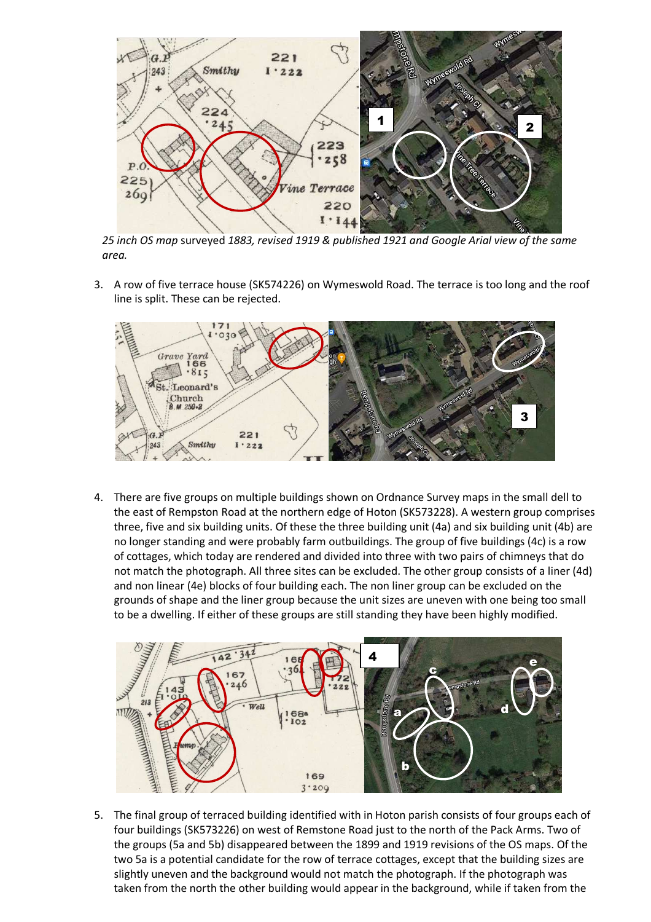*25 inch OS map* surveyed *1883, revised 1919 & published 1921 and Google Arial view of the same area.*

3. A row of five terrace house (SK574226) on Wymeswold Road. The terrace is too long and the roof line is split. These can be rejected.

4. There are five groups on multiple buildings shown on Ordnance Survey maps in the small dell to the east of Rempston Road at the northern edge of Hoton (SK573228). A western group comprises three, five and six building units. Of these the three building unit (4a) and six building unit (4b) are no longer standing and were probably farm outbuildings. The group of five buildings (4c) is a row of cottages, which today are rendered and divided into three with two pairs of chimneys that do not match the photograph. All three sites can be excluded. The other group consists of a liner (4d) and non linear (4e) blocks of four building each. The non liner group can be excluded on the grounds of shape and the liner group because the unit sizes are uneven with one being too small to be a dwelling. If either of these groups are still standing they have been highly modified.

5. The final group of terraced building identified with in Hoton parish consists of four groups each of four buildings (SK573226) on west of Remstone Road just to the north of the Pack Arms. Two of the groups (5a and 5b) disappeared between the 1899 and 1919 revisions of the OS maps. Of the two 5a is a potential candidate for the row of terrace cottages, except that the building sizes are slightly uneven and the background would not match the photograph. If the photograph was taken from the north the other building would appear in the background, while if taken from the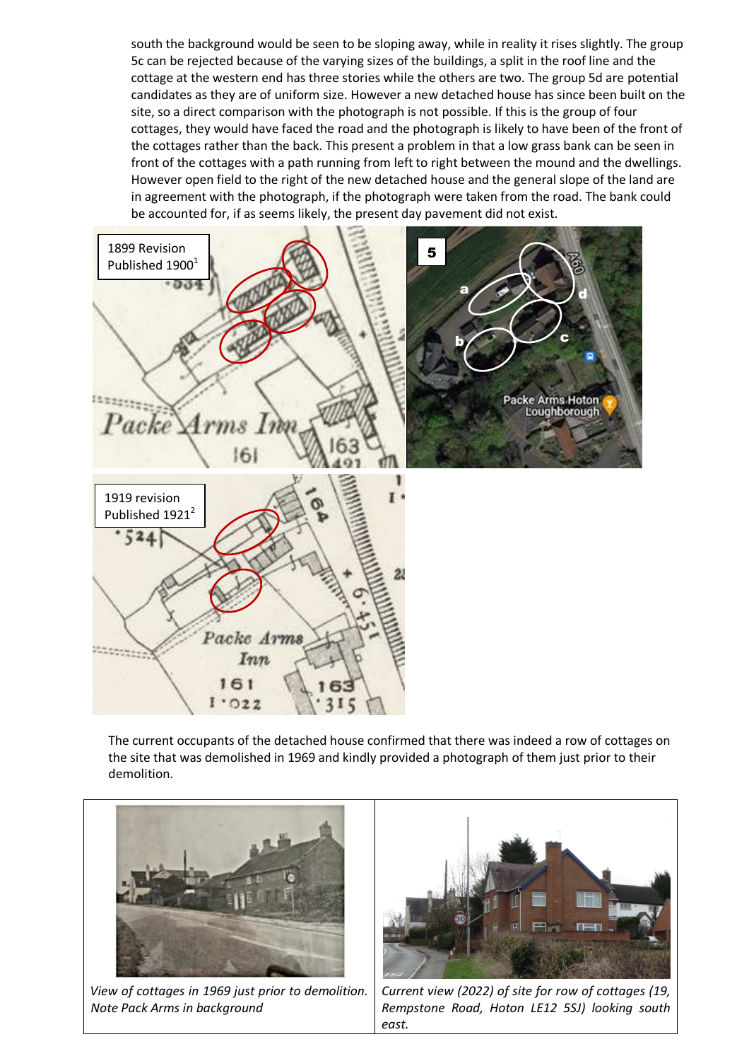south the background would be seen to be sloping away, while in reality it rises slightly. The group 5c can be rejected because of the varying sizes of the buildings, a split in the roof line and the cottage at the western end has three stories while the others are two. The group 5d are potential candidates as they are of uniform size. However a new detached house has since been built on the site, so a direct comparison with the photograph is not possible. If this is the group of four cottages, they would have faced the road and the photograph is likely to have been of the front of the cottages rather than the back. This present a problem in that a low grass bank can be seen in front of the cottages with a path running from left to right between the mound and the dwellings. However open field to the right of the new detached house and the general slope of the land are in agreement with the photograph, if the photograph were taken from the road. The bank could be accounted for, if as seems likely, the present day pavement did not exist.

1899 Revision Published 1900[1]

1919 revision Published 1921[2]

The current occupants of the detached house confirmed that there was indeed a row of cottages on the site that was demolished in 1969 and kindly provided a photograph of them just prior to their demolition.

| *View of cottages in 1969 just prior to demolition. Note Pack Arms in background* | *Current view (2022) of site for row of cottages (19, Rempstone Road, Hoton LE12 5SJ) looking south east.* |
|---|---|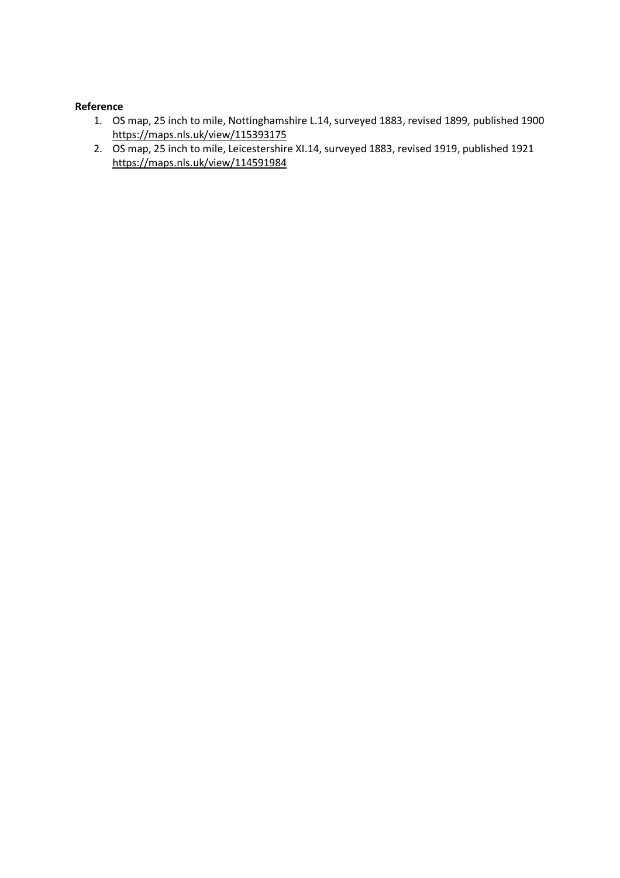**Reference**

1. OS map, 25 inch to mile, Nottinghamshire L.14, surveyed 1883, revised 1899, published 1900 https://maps.nls.uk/view/115393175
2. OS map, 25 inch to mile, Leicestershire XI.14, surveyed 1883, revised 1919, published 1921 https://maps.nls.uk/view/114591984